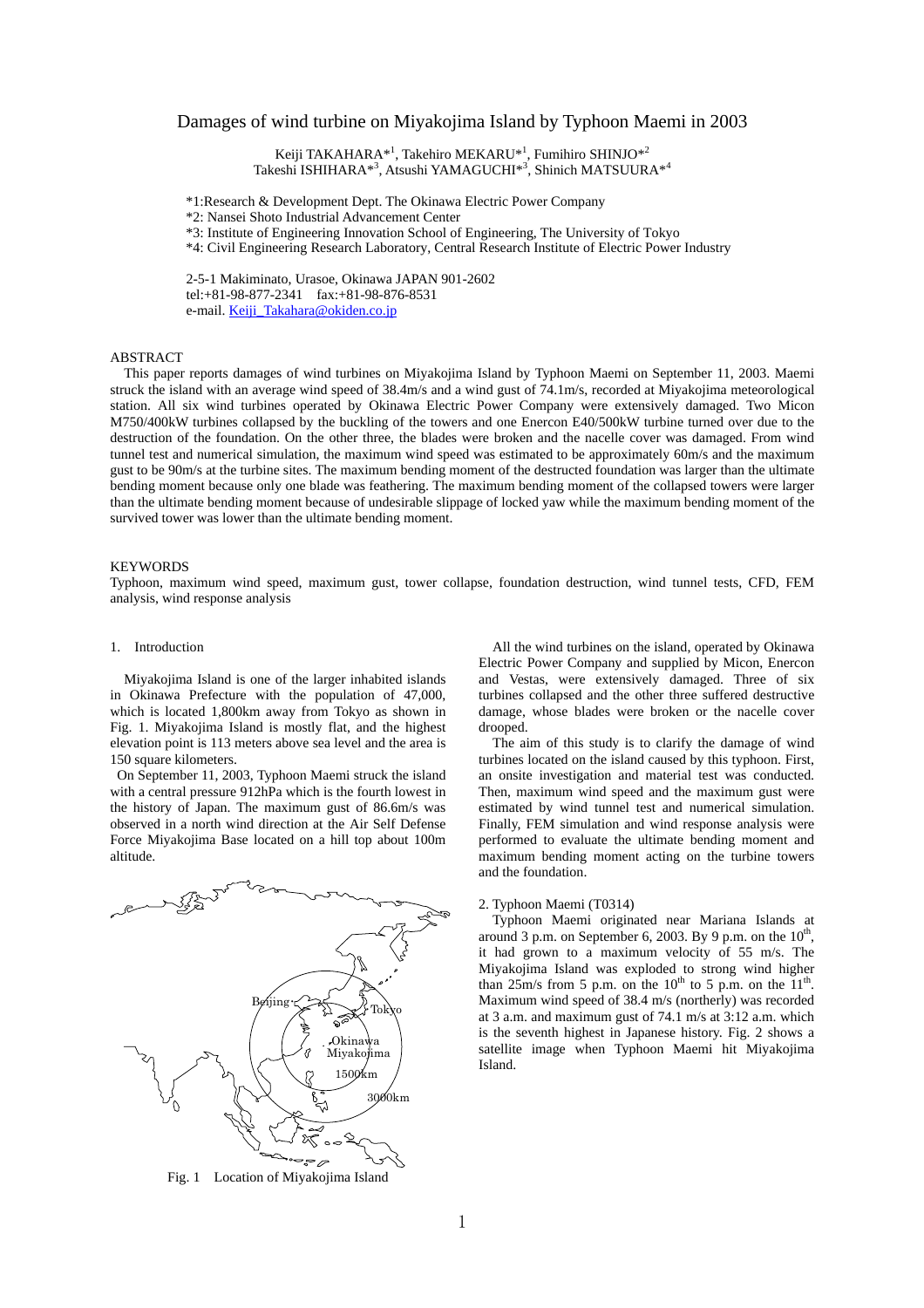# Damages of wind turbine on Miyakojima Island by Typhoon Maemi in 2003

Keiji TAKAHARA*[1], Takehiro MEKARU*[1], Fumihiro SHINJO*[2]
Takeshi ISHIHARA*[3], Atsushi YAMAGUCHI*[3], Shinich MATSUURA*[4]

*1:Research & Development Dept. The Okinawa Electric Power Company
*2: Nansei Shoto Industrial Advancement Center
*3: Institute of Engineering Innovation School of Engineering, The University of Tokyo
*4: Civil Engineering Research Laboratory, Central Research Institute of Electric Power Industry

2-5-1 Makiminato, Urasoe, Okinawa JAPAN 901-2602
tel:+81-98-877-2341 fax:+81-98-876-8531
e-mail. Keiji_Takahara@okiden.co.jp

## ABSTRACT

This paper reports damages of wind turbines on Miyakojima Island by Typhoon Maemi on September 11, 2003. Maemi struck the island with an average wind speed of 38.4m/s and a wind gust of 74.1m/s, recorded at Miyakojima meteorological station. All six wind turbines operated by Okinawa Electric Power Company were extensively damaged. Two Micon M750/400kW turbines collapsed by the buckling of the towers and one Enercon E40/500kW turbine turned over due to the destruction of the foundation. On the other three, the blades were broken and the nacelle cover was damaged. From wind tunnel test and numerical simulation, the maximum wind speed was estimated to be approximately 60m/s and the maximum gust to be 90m/s at the turbine sites. The maximum bending moment of the destructed foundation was larger than the ultimate bending moment because only one blade was feathering. The maximum bending moment of the collapsed towers were larger than the ultimate bending moment because of undesirable slippage of locked yaw while the maximum bending moment of the survived tower was lower than the ultimate bending moment.

## KEYWORDS

Typhoon, maximum wind speed, maximum gust, tower collapse, foundation destruction, wind tunnel tests, CFD, FEM analysis, wind response analysis

## 1. Introduction

Miyakojima Island is one of the larger inhabited islands in Okinawa Prefecture with the population of 47,000, which is located 1,800km away from Tokyo as shown in Fig. 1. Miyakojima Island is mostly flat, and the highest elevation point is 113 meters above sea level and the area is 150 square kilometers.

On September 11, 2003, Typhoon Maemi struck the island with a central pressure 912hPa which is the fourth lowest in the history of Japan. The maximum gust of 86.6m/s was observed in a north wind direction at the Air Self Defense Force Miyakojima Base located on a hill top about 100m altitude.

Fig. 1 Location of Miyakojima Island

All the wind turbines on the island, operated by Okinawa Electric Power Company and supplied by Micon, Enercon and Vestas, were extensively damaged. Three of six turbines collapsed and the other three suffered destructive damage, whose blades were broken or the nacelle cover drooped.

The aim of this study is to clarify the damage of wind turbines located on the island caused by this typhoon. First, an onsite investigation and material test was conducted. Then, maximum wind speed and the maximum gust were estimated by wind tunnel test and numerical simulation. Finally, FEM simulation and wind response analysis were performed to evaluate the ultimate bending moment and maximum bending moment acting on the turbine towers and the foundation.

## 2. Typhoon Maemi (T0314)

Typhoon Maemi originated near Mariana Islands at around 3 p.m. on September 6, 2003. By 9 p.m. on the 10th, it had grown to a maximum velocity of 55 m/s. The Miyakojima Island was exploded to strong wind higher than 25m/s from 5 p.m. on the 10th to 5 p.m. on the 11th. Maximum wind speed of 38.4 m/s (northerly) was recorded at 3 a.m. and maximum gust of 74.1 m/s at 3:12 a.m. which is the seventh highest in Japanese history. Fig. 2 shows a satellite image when Typhoon Maemi hit Miyakojima Island.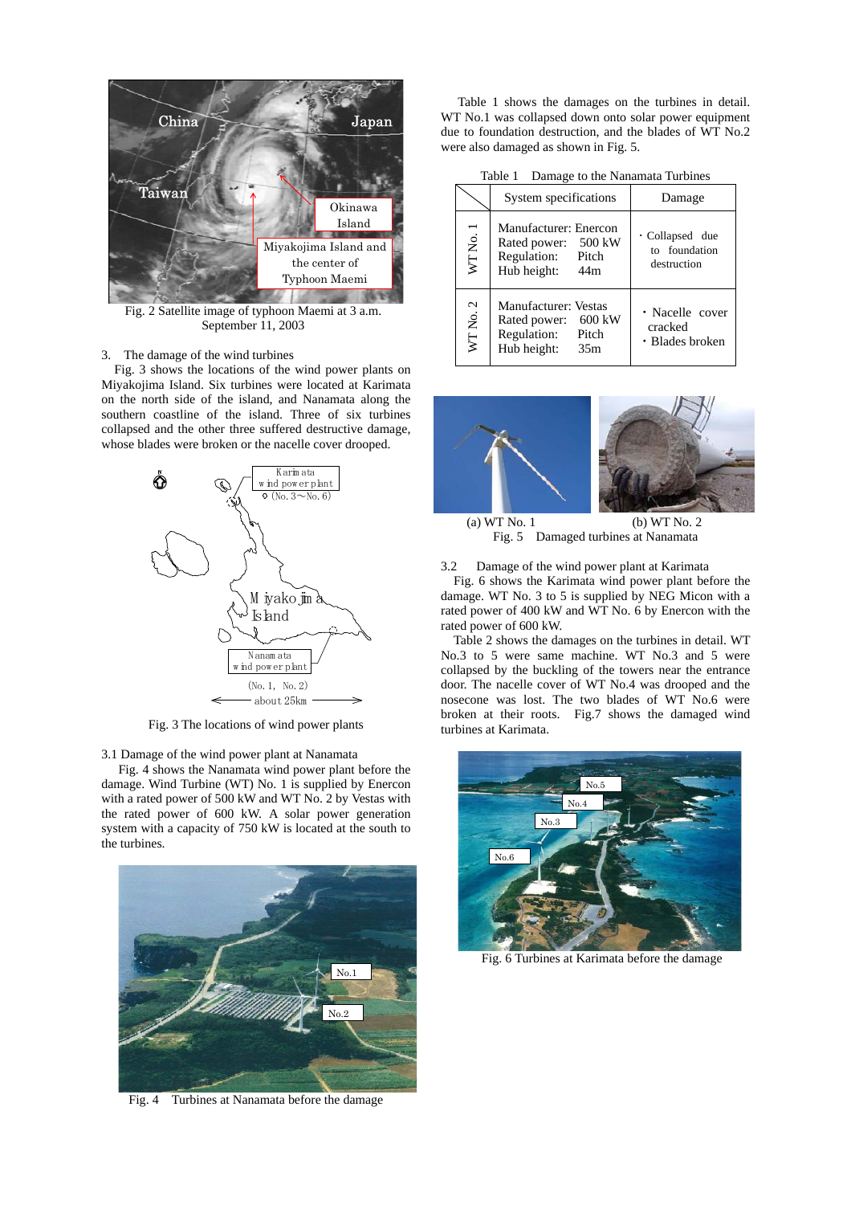Fig. 2 Satellite image of typhoon Maemi at 3 a.m. September 11, 2003

## 3. The damage of the wind turbines

Fig. 3 shows the locations of the wind power plants on Miyakojima Island. Six turbines were located at Karimata on the north side of the island, and Nanamata along the southern coastline of the island. Three of six turbines collapsed and the other three suffered destructive damage, whose blades were broken or the nacelle cover drooped.

Fig. 3 The locations of wind power plants

### 3.1 Damage of the wind power plant at Nanamata

Fig. 4 shows the Nanamata wind power plant before the damage. Wind Turbine (WT) No. 1 is supplied by Enercon with a rated power of 500 kW and WT No. 2 by Vestas with the rated power of 600 kW. A solar power generation system with a capacity of 750 kW is located at the south to the turbines.

Fig. 4 Turbines at Nanamata before the damage

Table 1 shows the damages on the turbines in detail. WT No.1 was collapsed down onto solar power equipment due to foundation destruction, and the blades of WT No.2 were also damaged as shown in Fig. 5.

Table 1 Damage to the Nanamata Turbines

| | System specifications | Damage |
|---|---|---|
| WT No. 1 | Manufacturer: Enercon<br>Rated power: 500 kW<br>Regulation: Pitch<br>Hub height: 44m | ・Collapsed due to foundation destruction |
| WT No. 2 | Manufacturer: Vestas<br>Rated power: 600 kW<br>Regulation: Pitch<br>Hub height: 35m | ・Nacelle cover cracked<br>・Blades broken |

(a) WT No. 1 (b) WT No. 2

Fig. 5 Damaged turbines at Nanamata

### 3.2 Damage of the wind power plant at Karimata

Fig. 6 shows the Karimata wind power plant before the damage. WT No. 3 to 5 is supplied by NEG Micon with a rated power of 400 kW and WT No. 6 by Enercon with the rated power of 600 kW.

Table 2 shows the damages on the turbines in detail. WT No.3 to 5 were same machine. WT No.3 and 5 were collapsed by the buckling of the towers near the entrance door. The nacelle cover of WT No.4 was drooped and the nosecone was lost. The two blades of WT No.6 were broken at their roots. Fig.7 shows the damaged wind turbines at Karimata.

Fig. 6 Turbines at Karimata before the damage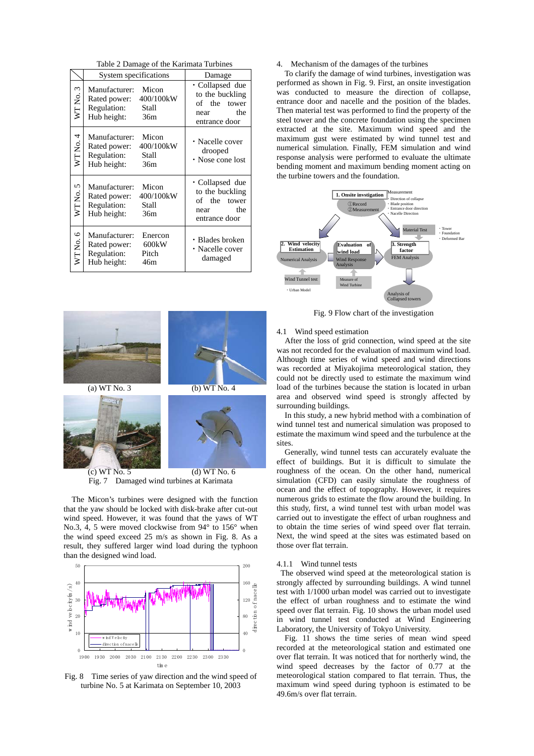Table 2 Damage of the Karimata Turbines

| | System specifications | Damage |
|---|---|---|
| WT No. 3 | Manufacturer: Micon<br>Rated power: 400/100kW<br>Regulation: Stall<br>Hub height: 36m | ・Collapsed due to the buckling of the tower near the entrance door |
| WT No. 4 | Manufacturer: Micon<br>Rated power: 400/100kW<br>Regulation: Stall<br>Hub height: 36m | ・Nacelle cover drooped<br>・Nose cone lost |
| WT No. 5 | Manufacturer: Micon<br>Rated power: 400/100kW<br>Regulation: Stall<br>Hub height: 36m | ・Collapsed due to the buckling of the tower near the entrance door |
| WT No. 6 | Manufacturer: Enercon<br>Rated power: 600kW<br>Regulation: Pitch<br>Hub height: 46m | ・Blades broken<br>・Nacelle cover damaged |

(a) WT No. 3 (b) WT No. 4 (c) WT No. 5 (d) WT No. 6

Fig. 7 Damaged wind turbines at Karimata

The Micon's turbines were designed with the function that the yaw should be locked with disk-brake after cut-out wind speed. However, it was found that the yaws of WT No.3, 4, 5 were moved clockwise from 94° to 156° when the wind speed exceed 25 m/s as shown in Fig. 8. As a result, they suffered larger wind load during the typhoon than the designed wind load.

Fig. 8 Time series of yaw direction and the wind speed of turbine No. 5 at Karimata on September 10, 2003

4. Mechanism of the damages of the turbines

To clarify the damage of wind turbines, investigation was performed as shown in Fig. 9. First, an onsite investigation was conducted to measure the direction of collapse, entrance door and nacelle and the position of the blades. Then material test was performed to find the property of the steel tower and the concrete foundation using the specimen extracted at the site. Maximum wind speed and the maximum gust were estimated by wind tunnel test and numerical simulation. Finally, FEM simulation and wind response analysis were performed to evaluate the ultimate bending moment and maximum bending moment acting on the turbine towers and the foundation.

Fig. 9 Flow chart of the investigation

4.1 Wind speed estimation

After the loss of grid connection, wind speed at the site was not recorded for the evaluation of maximum wind load. Although time series of wind speed and wind directions was recorded at Miyakojima meteorological station, they could not be directly used to estimate the maximum wind load of the turbines because the station is located in urban area and observed wind speed is strongly affected by surrounding buildings.

In this study, a new hybrid method with a combination of wind tunnel test and numerical simulation was proposed to estimate the maximum wind speed and the turbulence at the sites.

Generally, wind tunnel tests can accurately evaluate the effect of buildings. But it is difficult to simulate the roughness of the ocean. On the other hand, numerical simulation (CFD) can easily simulate the roughness of ocean and the effect of topography. However, it requires numerous grids to estimate the flow around the building. In this study, first, a wind tunnel test with urban model was carried out to investigate the effect of urban roughness and to obtain the time series of wind speed over flat terrain. Next, the wind speed at the sites was estimated based on those over flat terrain.

4.1.1 Wind tunnel tests

The observed wind speed at the meteorological station is strongly affected by surrounding buildings. A wind tunnel test with 1/1000 urban model was carried out to investigate the effect of urban roughness and to estimate the wind speed over flat terrain. Fig. 10 shows the urban model used in wind tunnel test conducted at Wind Engineering Laboratory, the University of Tokyo University.

Fig. 11 shows the time series of mean wind speed recorded at the meteorological station and estimated one over flat terrain. It was noticed that for northerly wind, the wind speed decreases by the factor of 0.77 at the meteorological station compared to flat terrain. Thus, the maximum wind speed during typhoon is estimated to be 49.6m/s over flat terrain.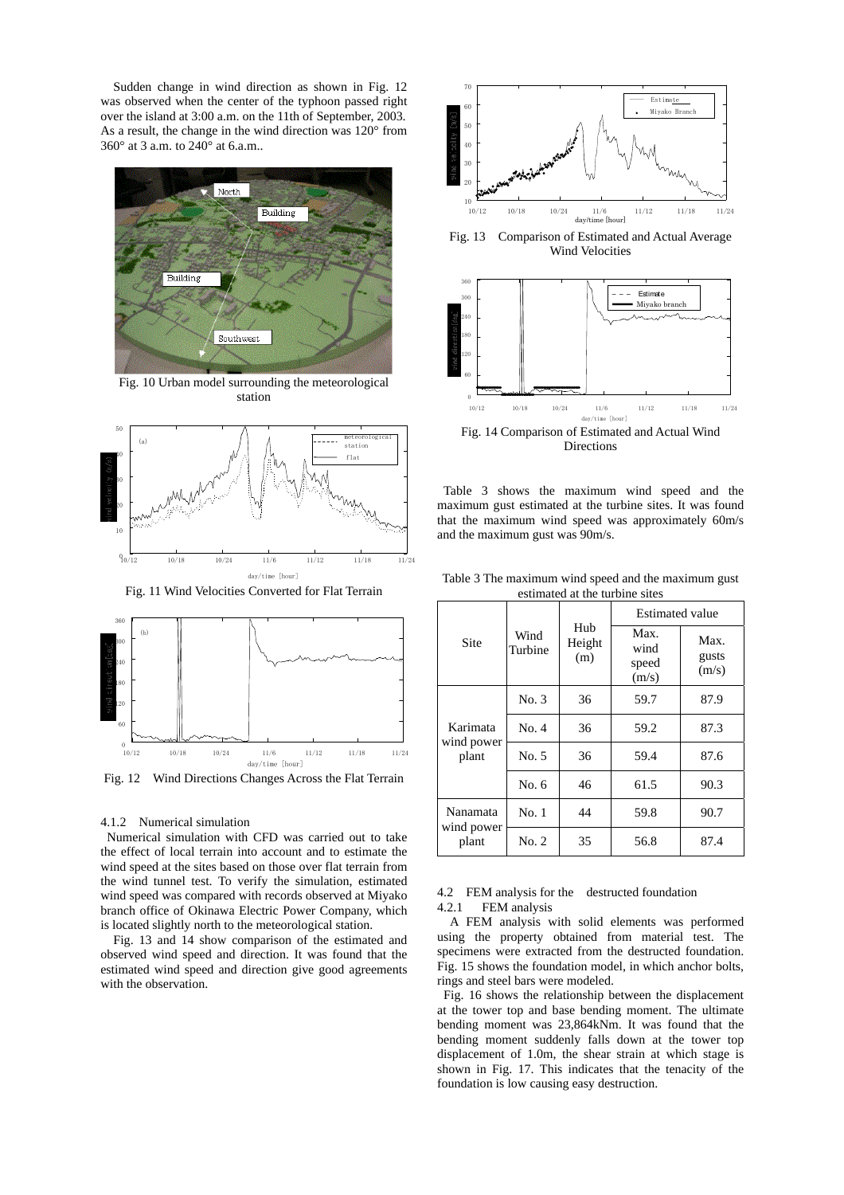Sudden change in wind direction as shown in Fig. 12 was observed when the center of the typhoon passed right over the island at 3:00 a.m. on the 11th of September, 2003. As a result, the change in the wind direction was 120° from 360° at 3 a.m. to 240° at 6.a.m..

Fig. 10 Urban model surrounding the meteorological station

Fig. 11 Wind Velocities Converted for Flat Terrain

Fig. 12 Wind Directions Changes Across the Flat Terrain

4.1.2 Numerical simulation

Numerical simulation with CFD was carried out to take the effect of local terrain into account and to estimate the wind speed at the sites based on those over flat terrain from the wind tunnel test. To verify the simulation, estimated wind speed was compared with records observed at Miyako branch office of Okinawa Electric Power Company, which is located slightly north to the meteorological station.

Fig. 13 and 14 show comparison of the estimated and observed wind speed and direction. It was found that the estimated wind speed and direction give good agreements with the observation.

Fig. 13 Comparison of Estimated and Actual Average Wind Velocities

Fig. 14 Comparison of Estimated and Actual Wind Directions

Table 3 shows the maximum wind speed and the maximum gust estimated at the turbine sites. It was found that the maximum wind speed was approximately 60m/s and the maximum gust was 90m/s.

Table 3 The maximum wind speed and the maximum gust estimated at the turbine sites

| Site | Wind Turbine | Hub Height (m) | Estimated value | |
|---|---|---|---|---|
| | | | Max. wind speed (m/s) | Max. gusts (m/s) |
| Karimata wind power plant | No. 3 | 36 | 59.7 | 87.9 |
| | No. 4 | 36 | 59.2 | 87.3 |
| | No. 5 | 36 | 59.4 | 87.6 |
| | No. 6 | 46 | 61.5 | 90.3 |
| Nanamata wind power plant | No. 1 | 44 | 59.8 | 90.7 |
| | No. 2 | 35 | 56.8 | 87.4 |

4.2 FEM analysis for the destructed foundation

4.2.1 FEM analysis

A FEM analysis with solid elements was performed using the property obtained from material test. The specimens were extracted from the destructed foundation. Fig. 15 shows the foundation model, in which anchor bolts, rings and steel bars were modeled.

Fig. 16 shows the relationship between the displacement at the tower top and base bending moment. The ultimate bending moment was 23,864kNm. It was found that the bending moment suddenly falls down at the tower top displacement of 1.0m, the shear strain at which stage is shown in Fig. 17. This indicates that the tenacity of the foundation is low causing easy destruction.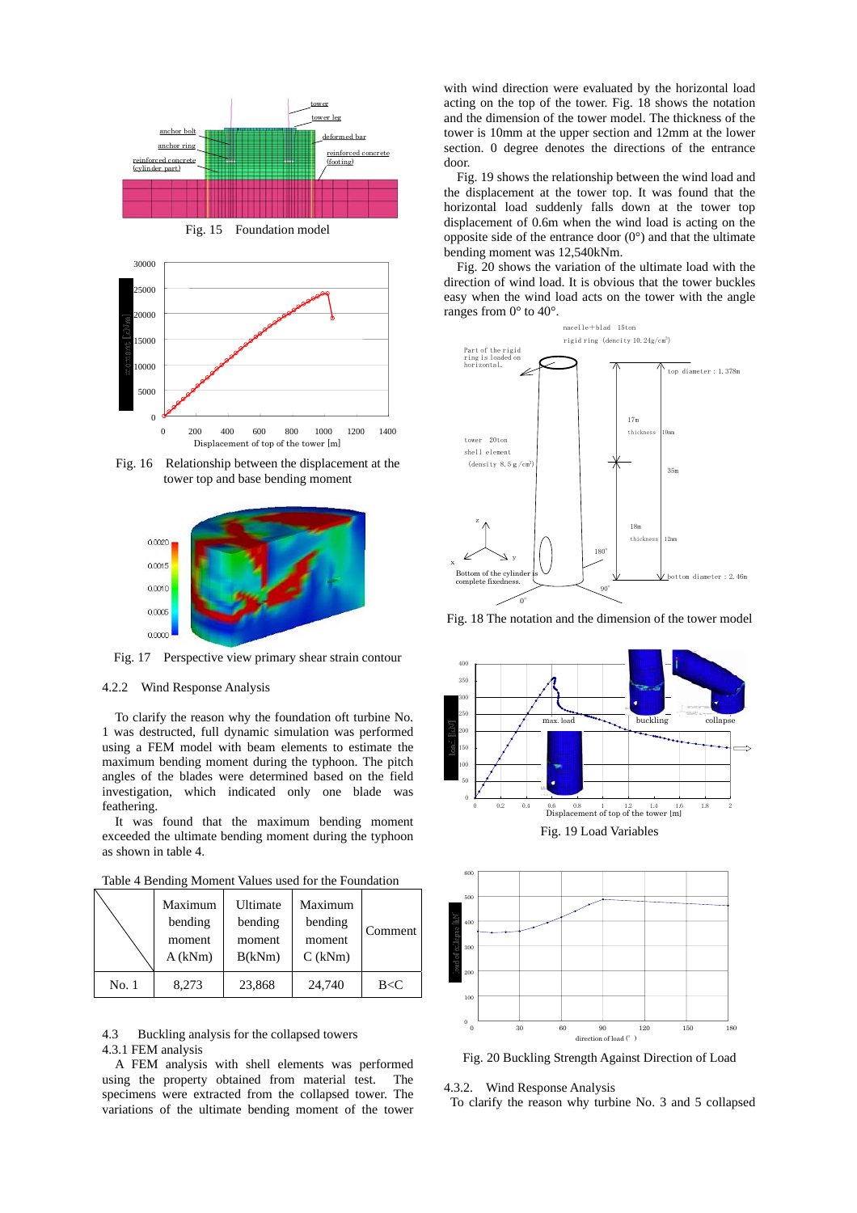Fig. 15 Foundation model

Fig. 16 Relationship between the displacement at the tower top and base bending moment

Fig. 17 Perspective view primary shear strain contour

4.2.2 Wind Response Analysis

To clarify the reason why the foundation oft turbine No. 1 was destructed, full dynamic simulation was performed using a FEM model with beam elements to estimate the maximum bending moment during the typhoon. The pitch angles of the blades were determined based on the field investigation, which indicated only one blade was feathering.

It was found that the maximum bending moment exceeded the ultimate bending moment during the typhoon as shown in table 4.

Table 4 Bending Moment Values used for the Foundation

| | Maximum bending moment A (kNm) | Ultimate bending moment B(kNm) | Maximum bending moment C (kNm) | Comment |
|---|---|---|---|---|
| No. 1 | 8,273 | 23,868 | 24,740 | B<C |

4.3 Buckling analysis for the collapsed towers

4.3.1 FEM analysis

A FEM analysis with shell elements was performed using the property obtained from material test. The specimens were extracted from the collapsed tower. The variations of the ultimate bending moment of the tower with wind direction were evaluated by the horizontal load acting on the top of the tower. Fig. 18 shows the notation and the dimension of the tower model. The thickness of the tower is 10mm at the upper section and 12mm at the lower section. 0 degree denotes the directions of the entrance door.

Fig. 19 shows the relationship between the wind load and the displacement at the tower top. It was found that the horizontal load suddenly falls down at the tower top displacement of 0.6m when the wind load is acting on the opposite side of the entrance door (0°) and that the ultimate bending moment was 12,540kNm.

Fig. 20 shows the variation of the ultimate load with the direction of wind load. It is obvious that the tower buckles easy when the wind load acts on the tower with the angle ranges from 0° to 40°.

Fig. 18 The notation and the dimension of the tower model

Fig. 19 Load Variables

Fig. 20 Buckling Strength Against Direction of Load

4.3.2. Wind Response Analysis

To clarify the reason why turbine No. 3 and 5 collapsed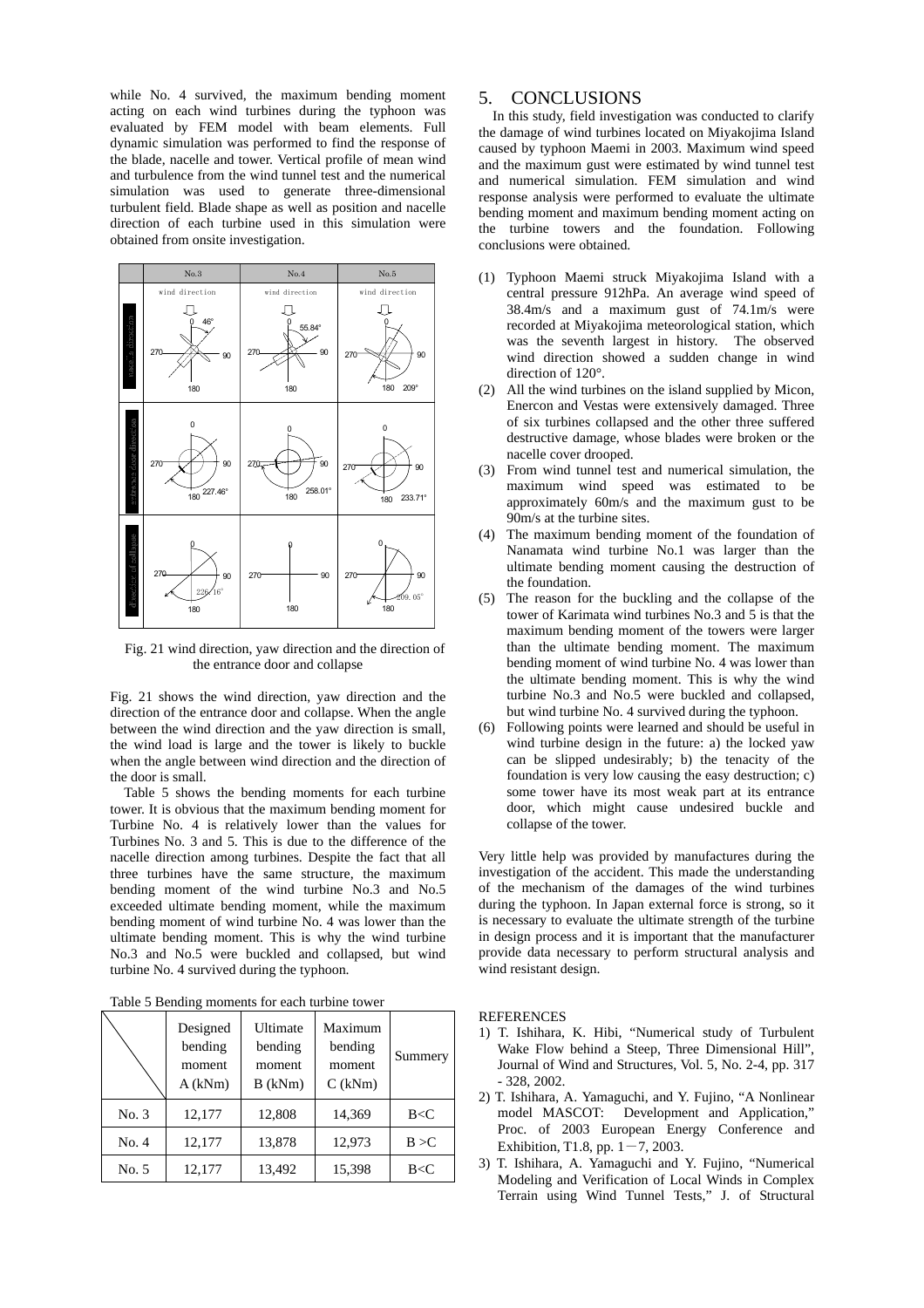while No. 4 survived, the maximum bending moment acting on each wind turbines during the typhoon was evaluated by FEM model with beam elements. Full dynamic simulation was performed to find the response of the blade, nacelle and tower. Vertical profile of mean wind and turbulence from the wind tunnel test and the numerical simulation was used to generate three-dimensional turbulent field. Blade shape as well as position and nacelle direction of each turbine used in this simulation were obtained from onsite investigation.

Fig. 21 wind direction, yaw direction and the direction of the entrance door and collapse

Fig. 21 shows the wind direction, yaw direction and the direction of the entrance door and collapse. When the angle between the wind direction and the yaw direction is small, the wind load is large and the tower is likely to buckle when the angle between wind direction and the direction of the door is small.

Table 5 shows the bending moments for each turbine tower. It is obvious that the maximum bending moment for Turbine No. 4 is relatively lower than the values for Turbines No. 3 and 5. This is due to the difference of the nacelle direction among turbines. Despite the fact that all three turbines have the same structure, the maximum bending moment of the wind turbine No.3 and No.5 exceeded ultimate bending moment, while the maximum bending moment of wind turbine No. 4 was lower than the ultimate bending moment. This is why the wind turbine No.3 and No.5 were buckled and collapsed, but wind turbine No. 4 survived during the typhoon.

Table 5 Bending moments for each turbine tower

| | Designed bending moment A (kNm) | Ultimate bending moment B (kNm) | Maximum bending moment C (kNm) | Summery |
|---|---|---|---|---|
| No. 3 | 12,177 | 12,808 | 14,369 | B<C |
| No. 4 | 12,177 | 13,878 | 12,973 | B >C |
| No. 5 | 12,177 | 13,492 | 15,398 | B<C |

## 5. CONCLUSIONS

In this study, field investigation was conducted to clarify the damage of wind turbines located on Miyakojima Island caused by typhoon Maemi in 2003. Maximum wind speed and the maximum gust were estimated by wind tunnel test and numerical simulation. FEM simulation and wind response analysis were performed to evaluate the ultimate bending moment and maximum bending moment acting on the turbine towers and the foundation. Following conclusions were obtained.

(1) Typhoon Maemi struck Miyakojima Island with a central pressure 912hPa. An average wind speed of 38.4m/s and a maximum gust of 74.1m/s were recorded at Miyakojima meteorological station, which was the seventh largest in history. The observed wind direction showed a sudden change in wind direction of 120°.
(2) All the wind turbines on the island supplied by Micon, Enercon and Vestas were extensively damaged. Three of six turbines collapsed and the other three suffered destructive damage, whose blades were broken or the nacelle cover drooped.
(3) From wind tunnel test and numerical simulation, the maximum wind speed was estimated to be approximately 60m/s and the maximum gust to be 90m/s at the turbine sites.
(4) The maximum bending moment of the foundation of Nanamata wind turbine No.1 was larger than the ultimate bending moment causing the destruction of the foundation.
(5) The reason for the buckling and the collapse of the tower of Karimata wind turbines No.3 and 5 is that the maximum bending moment of the towers were larger than the ultimate bending moment. The maximum bending moment of wind turbine No. 4 was lower than the ultimate bending moment. This is why the wind turbine No.3 and No.5 were buckled and collapsed, but wind turbine No. 4 survived during the typhoon.
(6) Following points were learned and should be useful in wind turbine design in the future: a) the locked yaw can be slipped undesirably; b) the tenacity of the foundation is very low causing the easy destruction; c) some tower have its most weak part at its entrance door, which might cause undesired buckle and collapse of the tower.

Very little help was provided by manufactures during the investigation of the accident. This made the understanding of the mechanism of the damages of the wind turbines during the typhoon. In Japan external force is strong, so it is necessary to evaluate the ultimate strength of the turbine in design process and it is important that the manufacturer provide data necessary to perform structural analysis and wind resistant design.

REFERENCES

1) T. Ishihara, K. Hibi, "Numerical study of Turbulent Wake Flow behind a Steep, Three Dimensional Hill", Journal of Wind and Structures, Vol. 5, No. 2-4, pp. 317 - 328, 2002.
2) T. Ishihara, A. Yamaguchi, and Y. Fujino, "A Nonlinear model MASCOT: Development and Application," Proc. of 2003 European Energy Conference and Exhibition, T1.8, pp. 1－7, 2003.
3) T. Ishihara, A. Yamaguchi and Y. Fujino, "Numerical Modeling and Verification of Local Winds in Complex Terrain using Wind Tunnel Tests," J. of Structural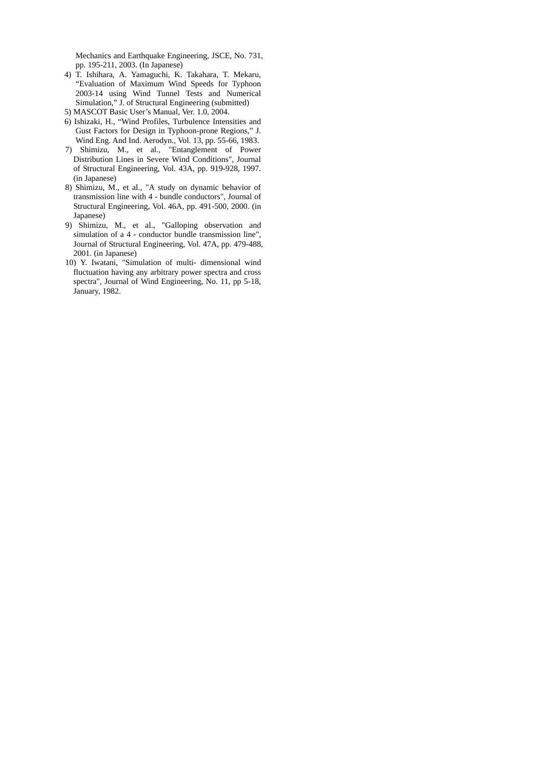Mechanics and Earthquake Engineering, JSCE, No. 731, pp. 195-211, 2003. (In Japanese)

4) T. Ishihara, A. Yamaguchi, K. Takahara, T. Mekaru, "Evaluation of Maximum Wind Speeds for Typhoon 2003-14 using Wind Tunnel Tests and Numerical Simulation," J. of Structural Engineering (submitted)
5) MASCOT Basic User's Manual, Ver. 1.0, 2004.
6) Ishizaki, H., "Wind Profiles, Turbulence Intensities and Gust Factors for Design in Typhoon-prone Regions," J. Wind Eng. And Ind. Aerodyn., Vol. 13, pp. 55-66, 1983.
7) Shimizu, M., et al., "Entanglement of Power Distribution Lines in Severe Wind Conditions", Journal of Structural Engineering, Vol. 43A, pp. 919-928, 1997. (in Japanese)
8) Shimizu, M., et al., "A study on dynamic behavior of transmission line with 4 - bundle conductors", Journal of Structural Engineering, Vol. 46A, pp. 491-500, 2000. (in Japanese)
9) Shimizu, M., et al., "Galloping observation and simulation of a 4 - conductor bundle transmission line", Journal of Structural Engineering, Vol. 47A, pp. 479-488, 2001. (in Japanese)
10) Y. Iwatani, "Simulation of multi- dimensional wind fluctuation having any arbitrary power spectra and cross spectra", Journal of Wind Engineering, No. 11, pp 5-18, January, 1982.